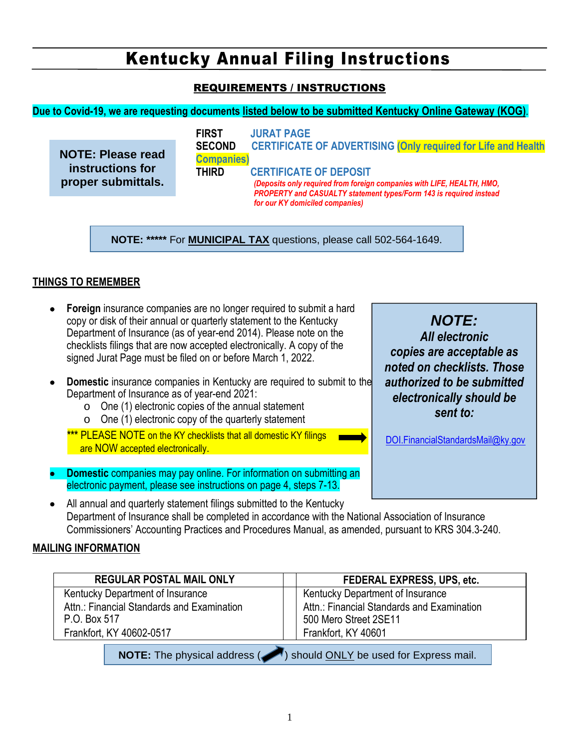# Kentucky Annual Filing Instructions

## REQUIREMENTS / INSTRUCTIONS

**Due to Covid-19, we are requesting documents listed below to be submitted Kentucky Online Gateway (KOG).**

**NOTE: Please read instructions for proper submittals.**

**FIRST** JURAT PAGE
**SECOND** CERTIFICATE OF ADVERTISING **(Only required for Life and Health Companies)**
**THIRD** CERTIFICATE OF DEPOSIT
***(Deposits only required from foreign companies with LIFE, HEALTH, HMO, PROPERTY and CASUALTY statement types/Form 143 is required instead for our KY domiciled companies)***

**NOTE:** ***** For **MUNICIPAL TAX** questions, please call 502-564-1649.

### THINGS TO REMEMBER

- **Foreign** insurance companies are no longer required to submit a hard copy or disk of their annual or quarterly statement to the Kentucky Department of Insurance (as of year-end 2014). Please note on the checklists filings that are now accepted electronically. A copy of the signed Jurat Page must be filed on or before March 1, 2022.
- **Domestic** insurance companies in Kentucky are required to submit to the Department of Insurance as of year-end 2021:
  - One (1) electronic copies of the annual statement
  - One (1) electronic copy of the quarterly statement

  *** PLEASE NOTE on the KY checklists that all domestic KY filings are NOW accepted electronically.
- **Domestic** companies may pay online. For information on submitting an electronic payment, please see instructions on page 4, steps 7-13.
- All annual and quarterly statement filings submitted to the Kentucky Department of Insurance shall be completed in accordance with the National Association of Insurance Commissioners' Accounting Practices and Procedures Manual, as amended, pursuant to KRS 304.3-240.

***NOTE:***
***All electronic copies are acceptable as noted on checklists. Those authorized to be submitted electronically should be sent to:***

DOI.FinancialStandardsMail@ky.gov

### MAILING INFORMATION

| REGULAR POSTAL MAIL ONLY | FEDERAL EXPRESS, UPS, etc. |
|---|---|
| Kentucky Department of Insurance<br>Attn.: Financial Standards and Examination<br>P.O. Box 517<br>Frankfort, KY 40602-0517 | Kentucky Department of Insurance<br>Attn.: Financial Standards and Examination<br>500 Mero Street 2SE11<br>Frankfort, KY 40601 |

**NOTE:** The physical address (➚) should ONLY be used for Express mail.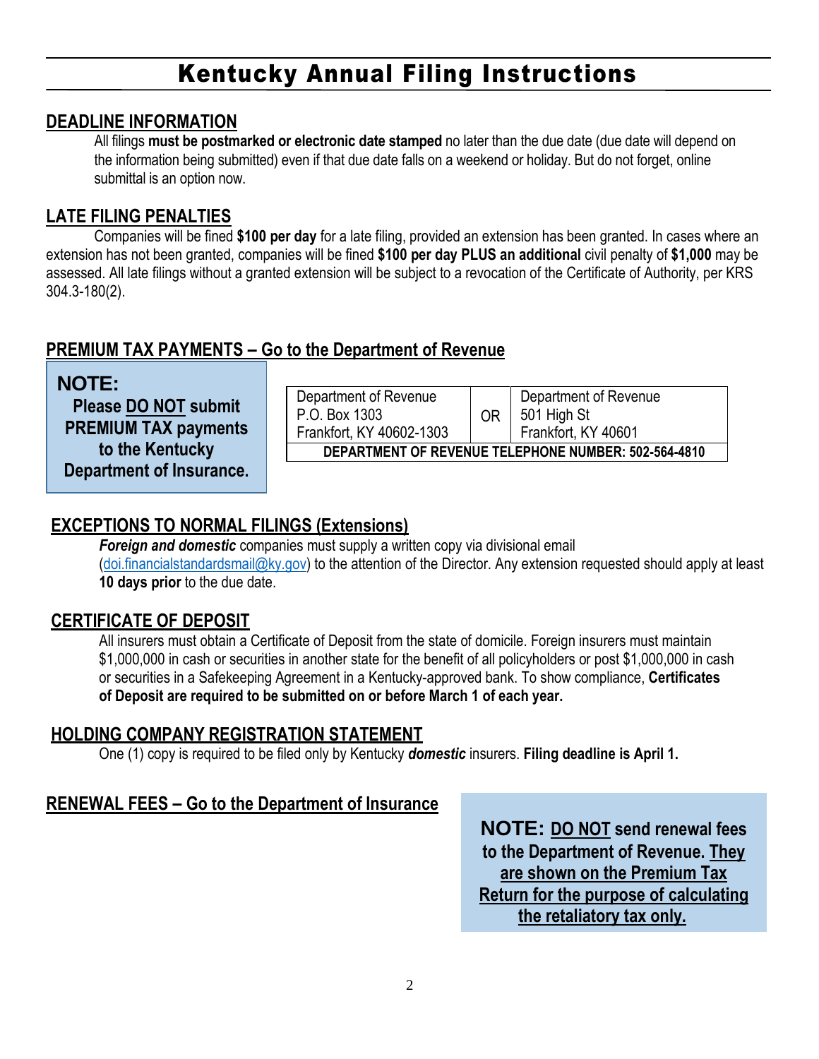# Kentucky Annual Filing Instructions

## DEADLINE INFORMATION

All filings **must be postmarked or electronic date stamped** no later than the due date (due date will depend on the information being submitted) even if that due date falls on a weekend or holiday. But do not forget, online submittal is an option now.

## LATE FILING PENALTIES

Companies will be fined **$100 per day** for a late filing, provided an extension has been granted. In cases where an extension has not been granted, companies will be fined **$100 per day PLUS an additional** civil penalty of **$1,000** may be assessed. All late filings without a granted extension will be subject to a revocation of the Certificate of Authority, per KRS 304.3-180(2).

## PREMIUM TAX PAYMENTS – Go to the Department of Revenue

**NOTE:**
**Please DO NOT submit PREMIUM TAX payments to the Kentucky Department of Insurance.**

| Department of Revenue<br>P.O. Box 1303<br>Frankfort, KY 40602-1303 | OR | Department of Revenue<br>501 High St<br>Frankfort, KY 40601 |
|---|---|---|
| **DEPARTMENT OF REVENUE TELEPHONE NUMBER: 502-564-4810** | | |

## EXCEPTIONS TO NORMAL FILINGS (Extensions)

***Foreign and domestic*** companies must supply a written copy via divisional email (doi.financialstandardsmail@ky.gov) to the attention of the Director. Any extension requested should apply at least **10 days prior** to the due date.

## CERTIFICATE OF DEPOSIT

All insurers must obtain a Certificate of Deposit from the state of domicile. Foreign insurers must maintain $1,000,000 in cash or securities in another state for the benefit of all policyholders or post $1,000,000 in cash or securities in a Safekeeping Agreement in a Kentucky-approved bank. To show compliance, **Certificates of Deposit are required to be submitted on or before March 1 of each year.**

## HOLDING COMPANY REGISTRATION STATEMENT

One (1) copy is required to be filed only by Kentucky ***domestic*** insurers. **Filing deadline is April 1.**

## RENEWAL FEES – Go to the Department of Insurance

**NOTE: DO NOT send renewal fees to the Department of Revenue. They are shown on the Premium Tax Return for the purpose of calculating the retaliatory tax only.**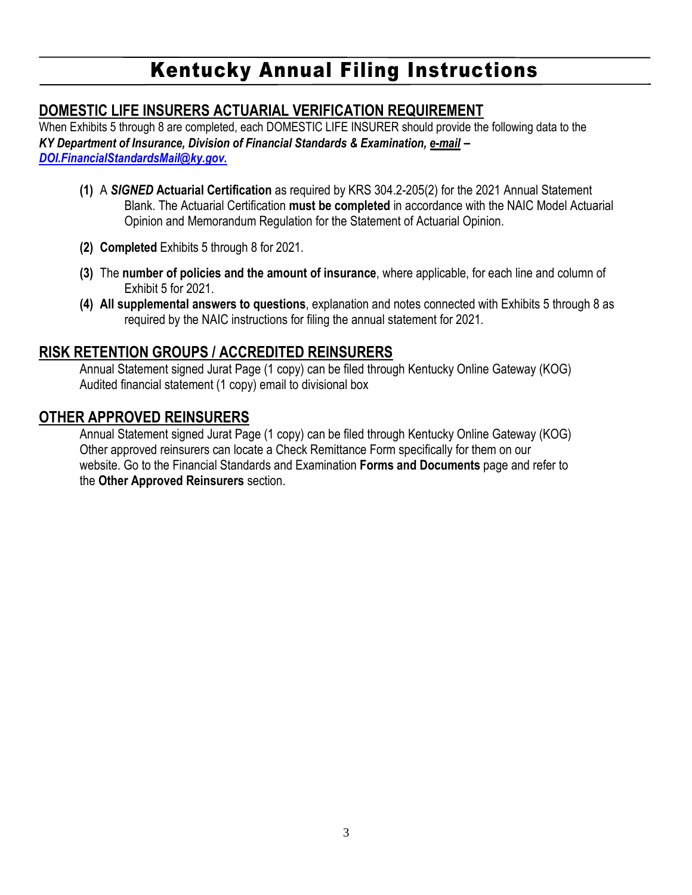# Kentucky Annual Filing Instructions

## DOMESTIC LIFE INSURERS ACTUARIAL VERIFICATION REQUIREMENT

When Exhibits 5 through 8 are completed, each DOMESTIC LIFE INSURER should provide the following data to the ***KY Department of Insurance, Division of Financial Standards & Examination, e-mail – DOI.FinancialStandardsMail@ky.gov.***

**(1)** A ***SIGNED*** **Actuarial Certification** as required by KRS 304.2-205(2) for the 2021 Annual Statement Blank. The Actuarial Certification **must be completed** in accordance with the NAIC Model Actuarial Opinion and Memorandum Regulation for the Statement of Actuarial Opinion.

**(2)** **Completed** Exhibits 5 through 8 for 2021.

**(3)** The **number of policies and the amount of insurance**, where applicable, for each line and column of Exhibit 5 for 2021.

**(4)** **All supplemental answers to questions**, explanation and notes connected with Exhibits 5 through 8 as required by the NAIC instructions for filing the annual statement for 2021.

## RISK RETENTION GROUPS / ACCREDITED REINSURERS

Annual Statement signed Jurat Page (1 copy) can be filed through Kentucky Online Gateway (KOG)
Audited financial statement (1 copy) email to divisional box

## OTHER APPROVED REINSURERS

Annual Statement signed Jurat Page (1 copy) can be filed through Kentucky Online Gateway (KOG)
Other approved reinsurers can locate a Check Remittance Form specifically for them on our website. Go to the Financial Standards and Examination **Forms and Documents** page and refer to the **Other Approved Reinsurers** section.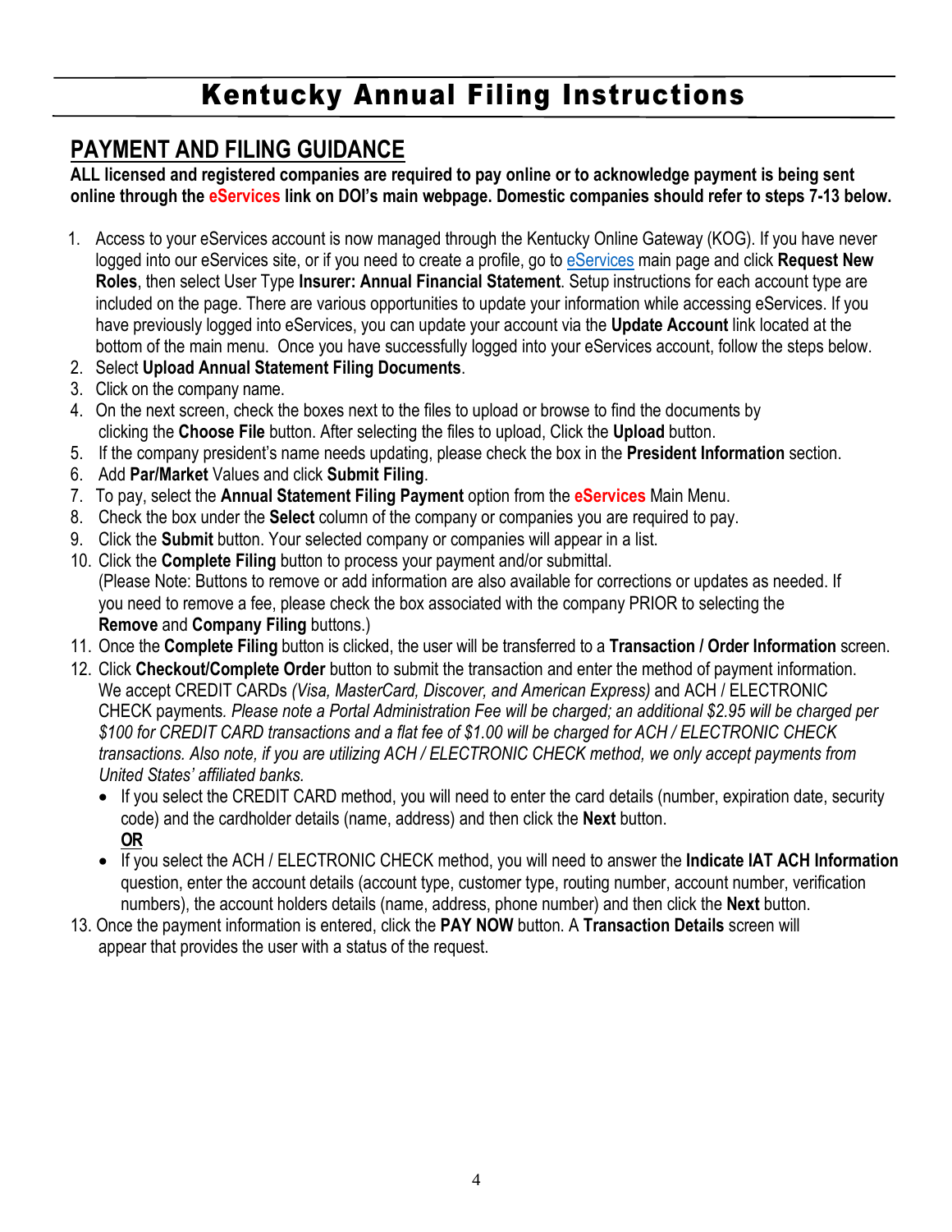# Kentucky Annual Filing Instructions

## PAYMENT AND FILING GUIDANCE

**ALL licensed and registered companies are required to pay online or to acknowledge payment is being sent online through the eServices link on DOI's main webpage. Domestic companies should refer to steps 7-13 below.**

1. Access to your eServices account is now managed through the Kentucky Online Gateway (KOG). If you have never logged into our eServices site, or if you need to create a profile, go to eServices main page and click **Request New Roles**, then select User Type **Insurer: Annual Financial Statement**. Setup instructions for each account type are included on the page. There are various opportunities to update your information while accessing eServices. If you have previously logged into eServices, you can update your account via the **Update Account** link located at the bottom of the main menu. Once you have successfully logged into your eServices account, follow the steps below.
2. Select **Upload Annual Statement Filing Documents**.
3. Click on the company name.
4. On the next screen, check the boxes next to the files to upload or browse to find the documents by clicking the **Choose File** button. After selecting the files to upload, Click the **Upload** button.
5. If the company president's name needs updating, please check the box in the **President Information** section.
6. Add **Par/Market** Values and click **Submit Filing**.
7. To pay, select the **Annual Statement Filing Payment** option from the **eServices** Main Menu.
8. Check the box under the **Select** column of the company or companies you are required to pay.
9. Click the **Submit** button. Your selected company or companies will appear in a list.
10. Click the **Complete Filing** button to process your payment and/or submittal. (Please Note: Buttons to remove or add information are also available for corrections or updates as needed. If you need to remove a fee, please check the box associated with the company PRIOR to selecting the **Remove** and **Company Filing** buttons.)
11. Once the **Complete Filing** button is clicked, the user will be transferred to a **Transaction / Order Information** screen.
12. Click **Checkout/Complete Order** button to submit the transaction and enter the method of payment information. We accept CREDIT CARDs *(Visa, MasterCard, Discover, and American Express)* and ACH / ELECTRONIC CHECK payments*. Please note a Portal Administration Fee will be charged; an additional $2.95 will be charged per $100 for CREDIT CARD transactions and a flat fee of $1.00 will be charged for ACH / ELECTRONIC CHECK transactions. Also note, if you are utilizing ACH / ELECTRONIC CHECK method, we only accept payments from United States' affiliated banks.*
    - If you select the CREDIT CARD method, you will need to enter the card details (number, expiration date, security code) and the cardholder details (name, address) and then click the **Next** button.
    **OR**
    - If you select the ACH / ELECTRONIC CHECK method, you will need to answer the **Indicate IAT ACH Information** question, enter the account details (account type, customer type, routing number, account number, verification numbers), the account holders details (name, address, phone number) and then click the **Next** button.
13. Once the payment information is entered, click the **PAY NOW** button. A **Transaction Details** screen will appear that provides the user with a status of the request.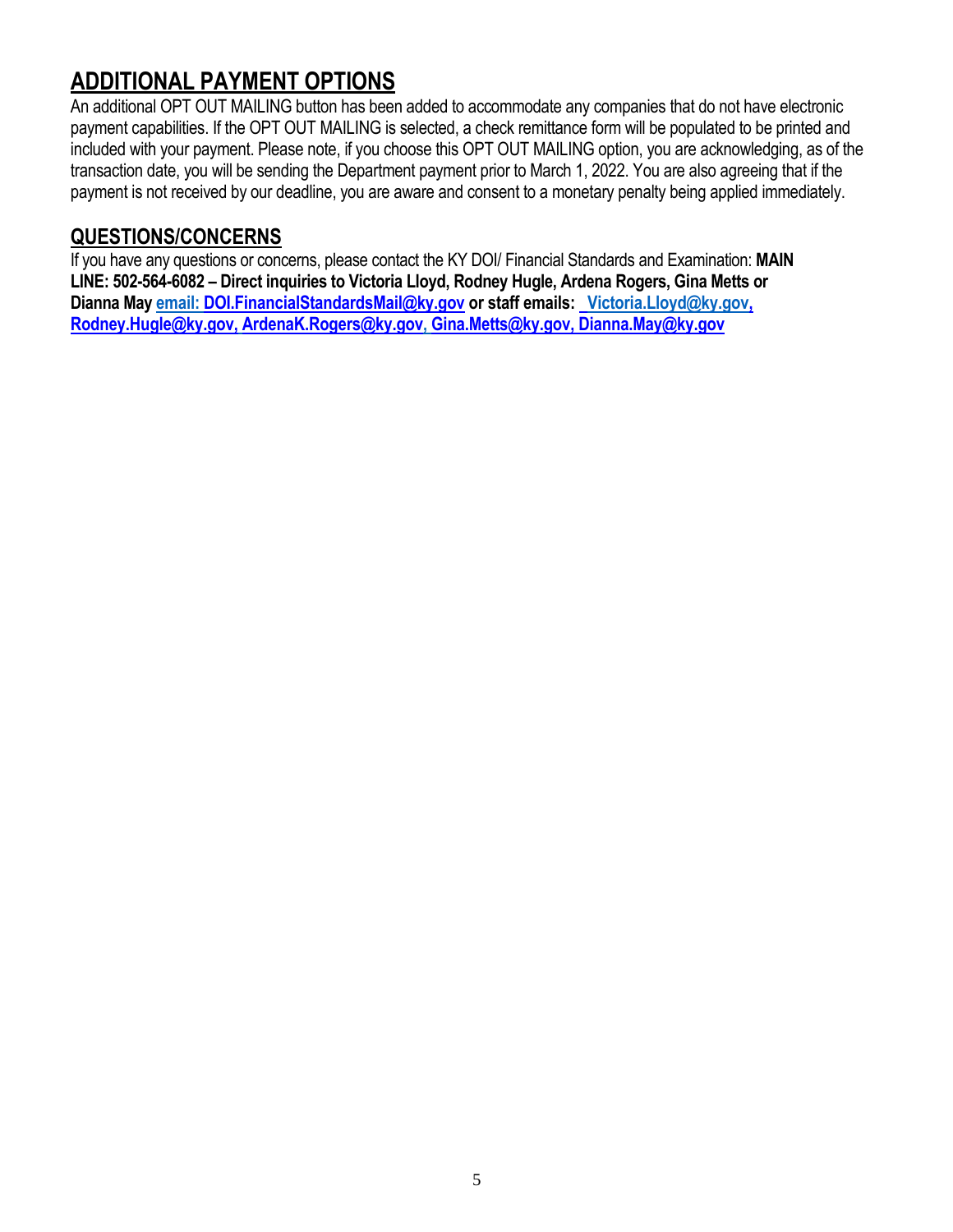## ADDITIONAL PAYMENT OPTIONS

An additional OPT OUT MAILING button has been added to accommodate any companies that do not have electronic payment capabilities. If the OPT OUT MAILING is selected, a check remittance form will be populated to be printed and included with your payment. Please note, if you choose this OPT OUT MAILING option, you are acknowledging, as of the transaction date, you will be sending the Department payment prior to March 1, 2022. You are also agreeing that if the payment is not received by our deadline, you are aware and consent to a monetary penalty being applied immediately.

## QUESTIONS/CONCERNS

If you have any questions or concerns, please contact the KY DOI/ Financial Standards and Examination: **MAIN LINE: 502-564-6082 – Direct inquiries to Victoria Lloyd, Rodney Hugle, Ardena Rogers, Gina Metts or Dianna May email: DOI.FinancialStandardsMail@ky.gov or staff emails: Victoria.Lloyd@ky.gov, Rodney.Hugle@ky.gov, ArdenaK.Rogers@ky.gov, Gina.Metts@ky.gov, Dianna.May@ky.gov**